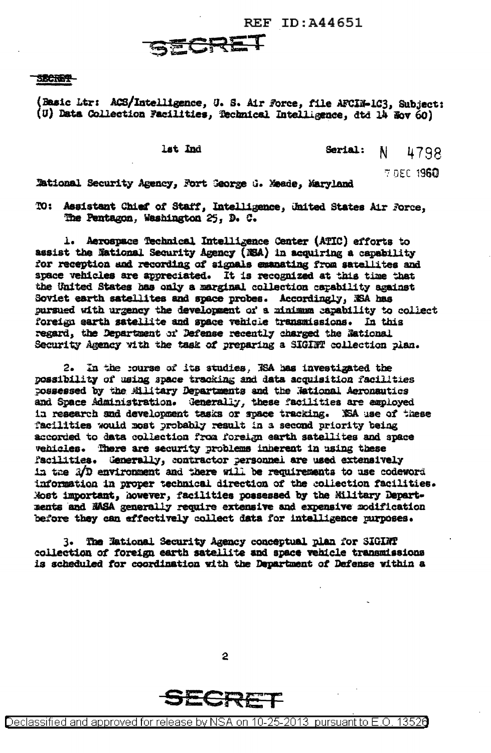REF ID:A44651

SECRET

SECRET

(Basic Ltr: ACS/Intelligence, U. S. Air Force, file AFCIN-1C3, Subject: (U) Data Collection Facilities, Technical Intelligence, dtd 14 Nov 60)

1st Ind

Serial: N 4798

7 DEC 1960

National Security Agency, Fort George G. Meade, Maryland

TO: Assistant Chief of Staff, Intelligence, United States Air Force, The Pentagon, Washington 25, D. C.

1. Aerospace Technical Intelligence Center (ATIC) efforts to assist the National Security Agency (NSA) in acquiring a capability for reception and recording of signals emanating from satellites and space vehicles are appreciated. It is recognized at this time that the United States has only a marginal collection capability against Soviet earth satellites and space probes. Accordingly, NSA has pursued with urgency the development of a minimum capability to collect foreign earth satellite and space vehicle transmissions. In this regard, the Department of Defense recently charged the National Security Agency with the task of preparing a SIGINT collection plan.

2. In the course of its studies, NSA has investigated the possibility of using space tracking and data acquisition facilities possessed by the Military Departments and the National Aeronautics and Space Administration. Generally, these facilities are employed in research and development tasks or space tracking. NSA use of these facilities would most probably result in a second priority being accorded to data collection from foreign earth satellites and space vehicles. There are security problems inherent in using these facilities. Generally, contractor personnel are used extensively in the R/D environment and there will be requirements to use codeword information in proper technical direction of the collection facilities. Most important, however, facilities possessed by the Military Departments and NASA generally require extensive and expensive modification before they can effectively collect data for intelligence purposes.

3. The National Security Agency conceptual plan for SIGINT collection of foreign earth satellite and space vehicle transmissions is scheduled for coordination with the Department of Defense within a

SECRET

Declassified and approved for release by NSA on 10-25-2013 pursuant to E.O. 13526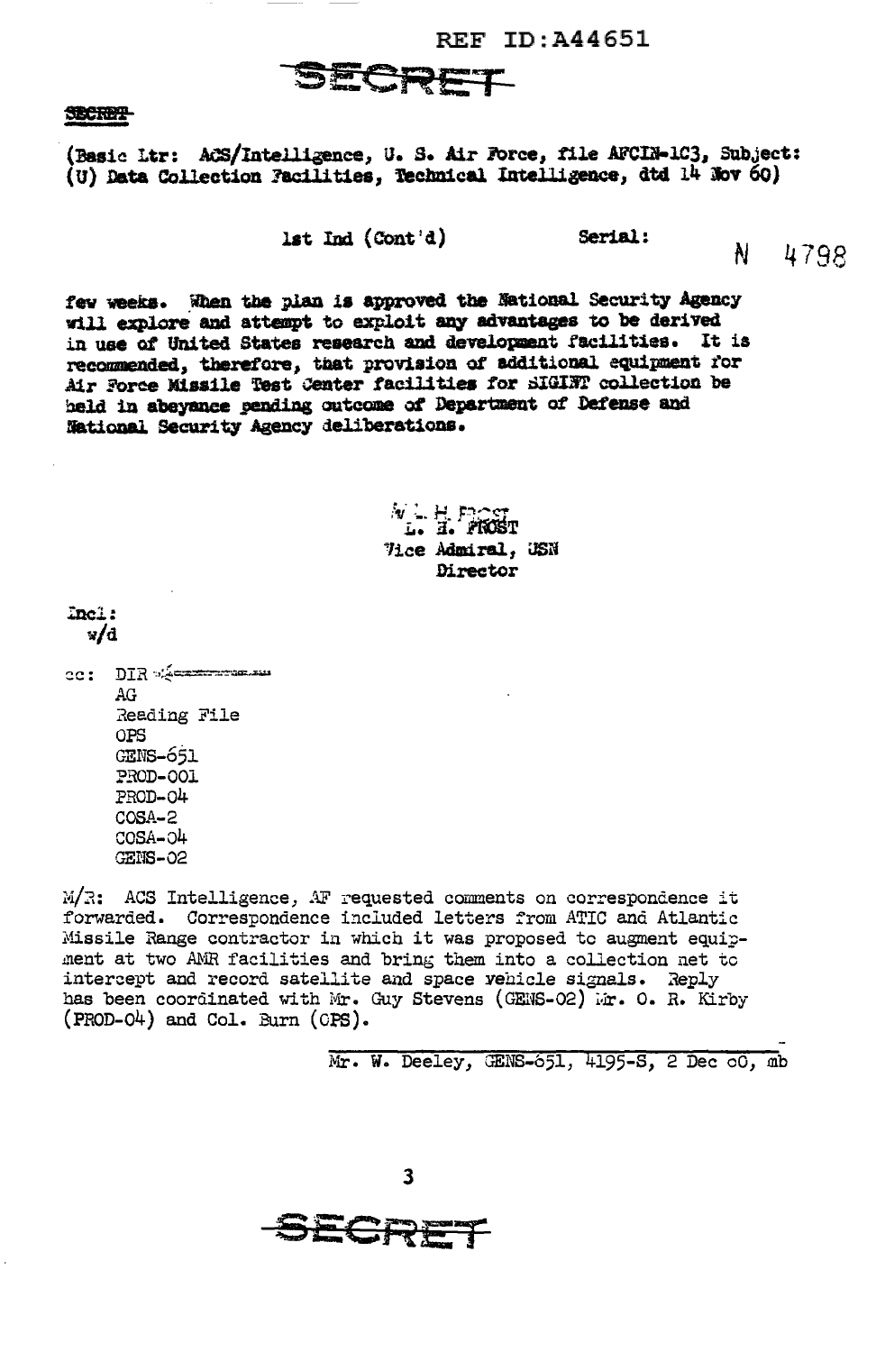REF ID:A44651

SECRET

SECRET

(Basic Ltr: ACS/Intelligence, U. S. Air Force, file AFCIN-1C3, Subject: (U) Data Collection Facilities, Technical Intelligence, dtd 14 Nov 60)

1st Ind (Cont'd) Serial: N 4798

few weeks. When the plan is approved the National Security Agency will explore and attempt to exploit any advantages to be derived in use of United States research and development facilities. It is recommended, therefore, that provision of additional equipment for Air Force Missile Test Center facilities for SIGINT collection be held in abeyance pending outcome of Department of Defense and National Security Agency deliberations.

L. H. FROST
Vice Admiral, USN
Director

Incl:
w/d

cc: DIR
AG
Reading File
OPS
GENS-651
PROD-001
PROD-04
COSA-2
COSA-04
GENS-02

M/R: ACS Intelligence, AF requested comments on correspondence it forwarded. Correspondence included letters from ATIC and Atlantic Missile Range contractor in which it was proposed to augment equipment at two AMR facilities and bring them into a collection net to intercept and record satellite and space vehicle signals. Reply has been coordinated with Mr. Guy Stevens (GENS-02) Mr. O. R. Kirby (PROD-04) and Col. Burn (OPS).

Mr. W. Deeley, GENS-651, 4195-S, 2 Dec 60, mb

SECRET